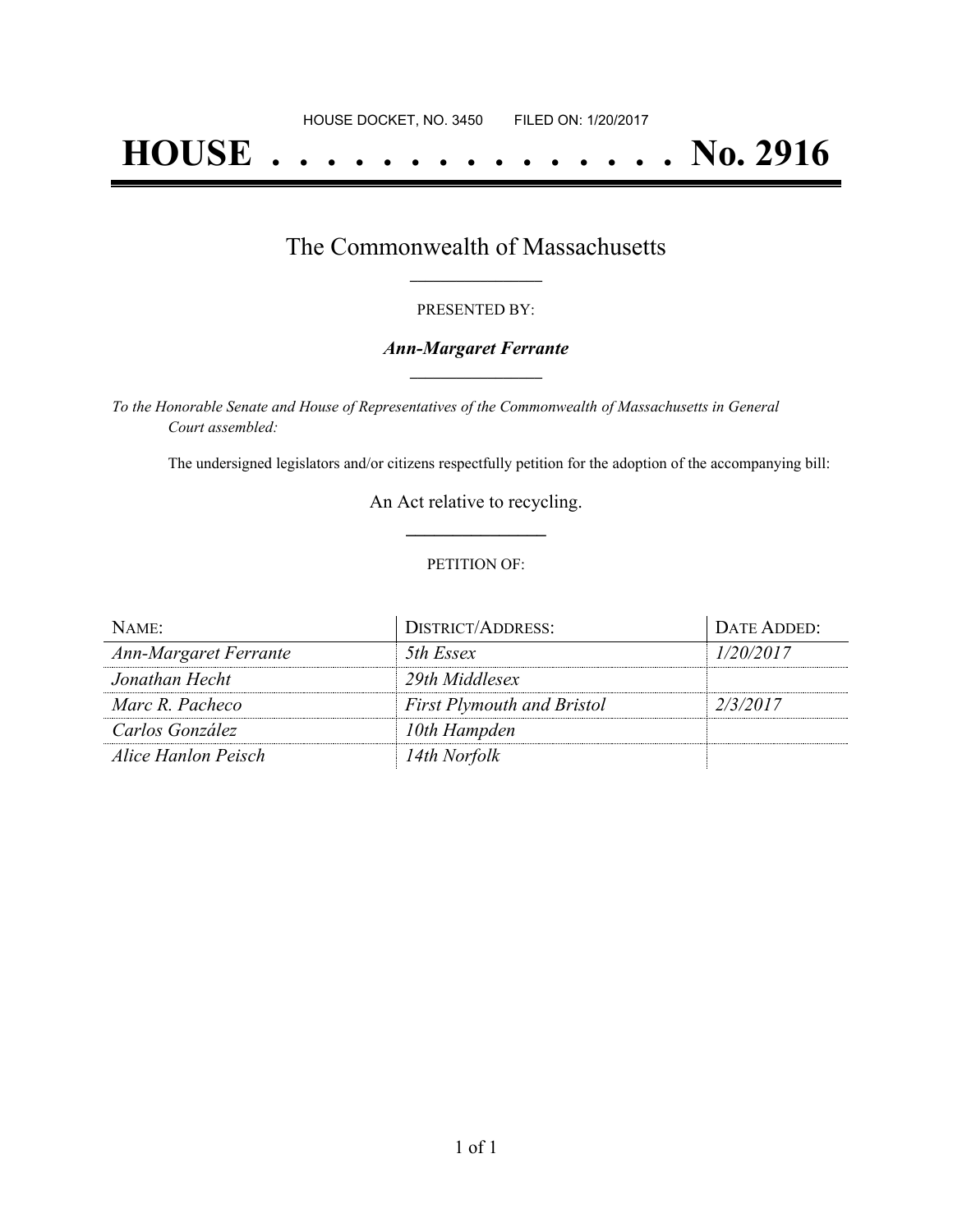HOUSE DOCKET, NO. 3450        FILED ON: 1/20/2017

# HOUSE . . . . . . . . . . . . . . . No. 2916

## The Commonwealth of Massachusetts

PRESENTED BY:

***Ann-Margaret Ferrante***

*To the Honorable Senate and House of Representatives of the Commonwealth of Massachusetts in General Court assembled:*

The undersigned legislators and/or citizens respectfully petition for the adoption of the accompanying bill:

An Act relative to recycling.

PETITION OF:

| NAME: | DISTRICT/ADDRESS: | DATE ADDED: |
|---|---|---|
| *Ann-Margaret Ferrante* | *5th Essex* | *1/20/2017* |
| *Jonathan Hecht* | *29th Middlesex* | |
| *Marc R. Pacheco* | *First Plymouth and Bristol* | *2/3/2017* |
| *Carlos González* | *10th Hampden* | |
| *Alice Hanlon Peisch* | *14th Norfolk* | |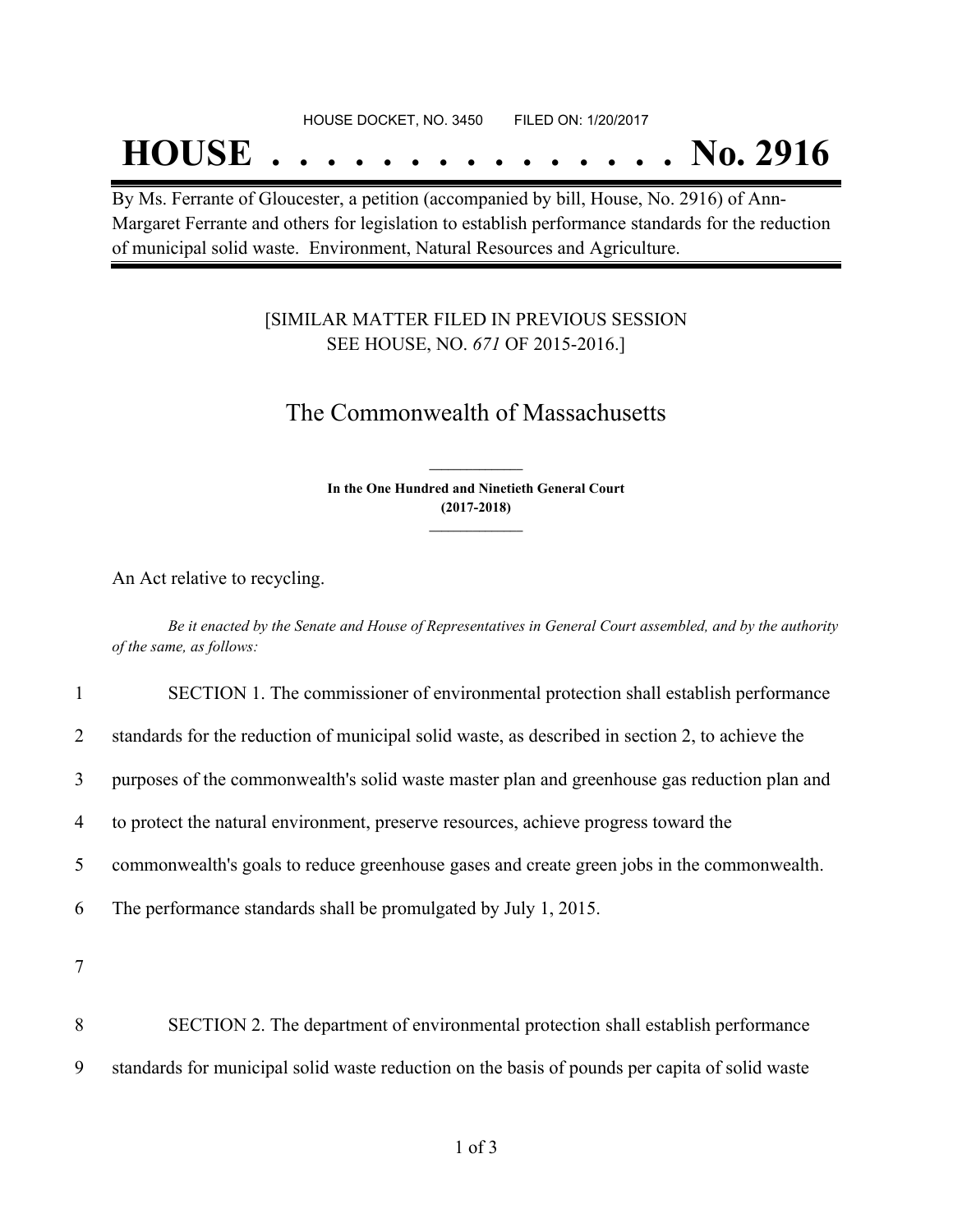HOUSE DOCKET, NO. 3450　　FILED ON: 1/20/2017

# HOUSE . . . . . . . . . . . . . . . No. 2916

By Ms. Ferrante of Gloucester, a petition (accompanied by bill, House, No. 2916) of Ann-Margaret Ferrante and others for legislation to establish performance standards for the reduction of municipal solid waste. Environment, Natural Resources and Agriculture.

[SIMILAR MATTER FILED IN PREVIOUS SESSION
SEE HOUSE, NO. *671* OF 2015-2016.]

## The Commonwealth of Massachusetts

**In the One Hundred and Ninetieth General Court**
**(2017-2018)**

An Act relative to recycling.

*Be it enacted by the Senate and House of Representatives in General Court assembled, and by the authority of the same, as follows:*

1 SECTION 1. The commissioner of environmental protection shall establish performance
2 standards for the reduction of municipal solid waste, as described in section 2, to achieve the
3 purposes of the commonwealth's solid waste master plan and greenhouse gas reduction plan and
4 to protect the natural environment, preserve resources, achieve progress toward the
5 commonwealth's goals to reduce greenhouse gases and create green jobs in the commonwealth.
6 The performance standards shall be promulgated by July 1, 2015.

7

8 SECTION 2. The department of environmental protection shall establish performance
9 standards for municipal solid waste reduction on the basis of pounds per capita of solid waste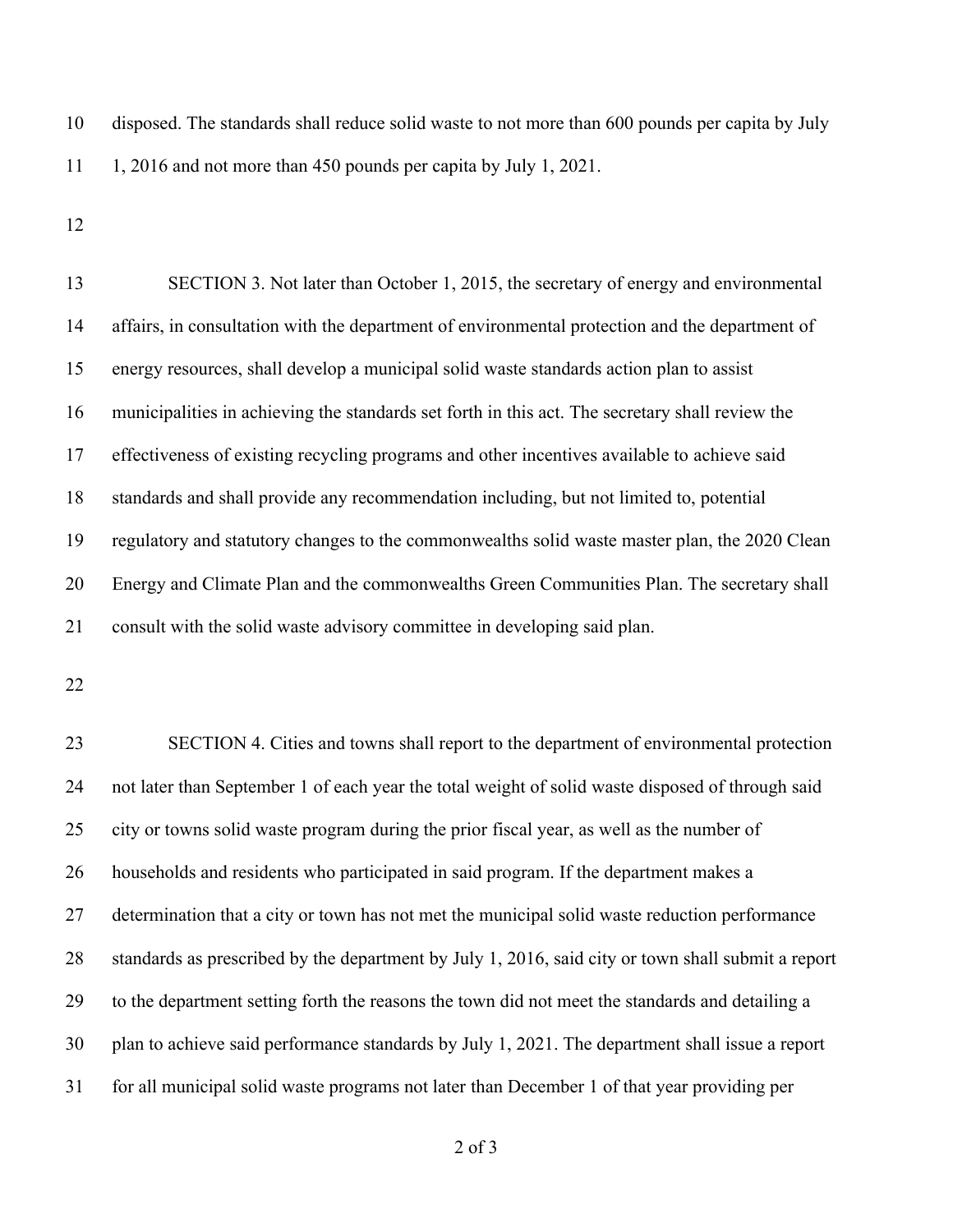disposed. The standards shall reduce solid waste to not more than 600 pounds per capita by July 1, 2016 and not more than 450 pounds per capita by July 1, 2021.

SECTION 3. Not later than October 1, 2015, the secretary of energy and environmental affairs, in consultation with the department of environmental protection and the department of energy resources, shall develop a municipal solid waste standards action plan to assist municipalities in achieving the standards set forth in this act. The secretary shall review the effectiveness of existing recycling programs and other incentives available to achieve said standards and shall provide any recommendation including, but not limited to, potential regulatory and statutory changes to the commonwealths solid waste master plan, the 2020 Clean Energy and Climate Plan and the commonwealths Green Communities Plan. The secretary shall consult with the solid waste advisory committee in developing said plan.

SECTION 4. Cities and towns shall report to the department of environmental protection not later than September 1 of each year the total weight of solid waste disposed of through said city or towns solid waste program during the prior fiscal year, as well as the number of households and residents who participated in said program. If the department makes a determination that a city or town has not met the municipal solid waste reduction performance standards as prescribed by the department by July 1, 2016, said city or town shall submit a report to the department setting forth the reasons the town did not meet the standards and detailing a plan to achieve said performance standards by July 1, 2021. The department shall issue a report for all municipal solid waste programs not later than December 1 of that year providing per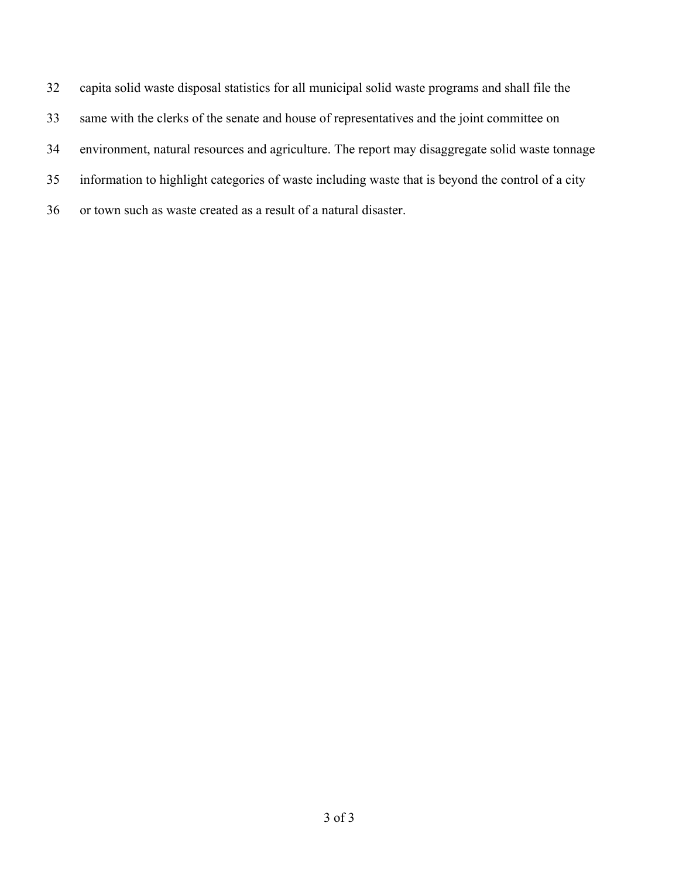capita solid waste disposal statistics for all municipal solid waste programs and shall file the same with the clerks of the senate and house of representatives and the joint committee on environment, natural resources and agriculture. The report may disaggregate solid waste tonnage information to highlight categories of waste including waste that is beyond the control of a city or town such as waste created as a result of a natural disaster.